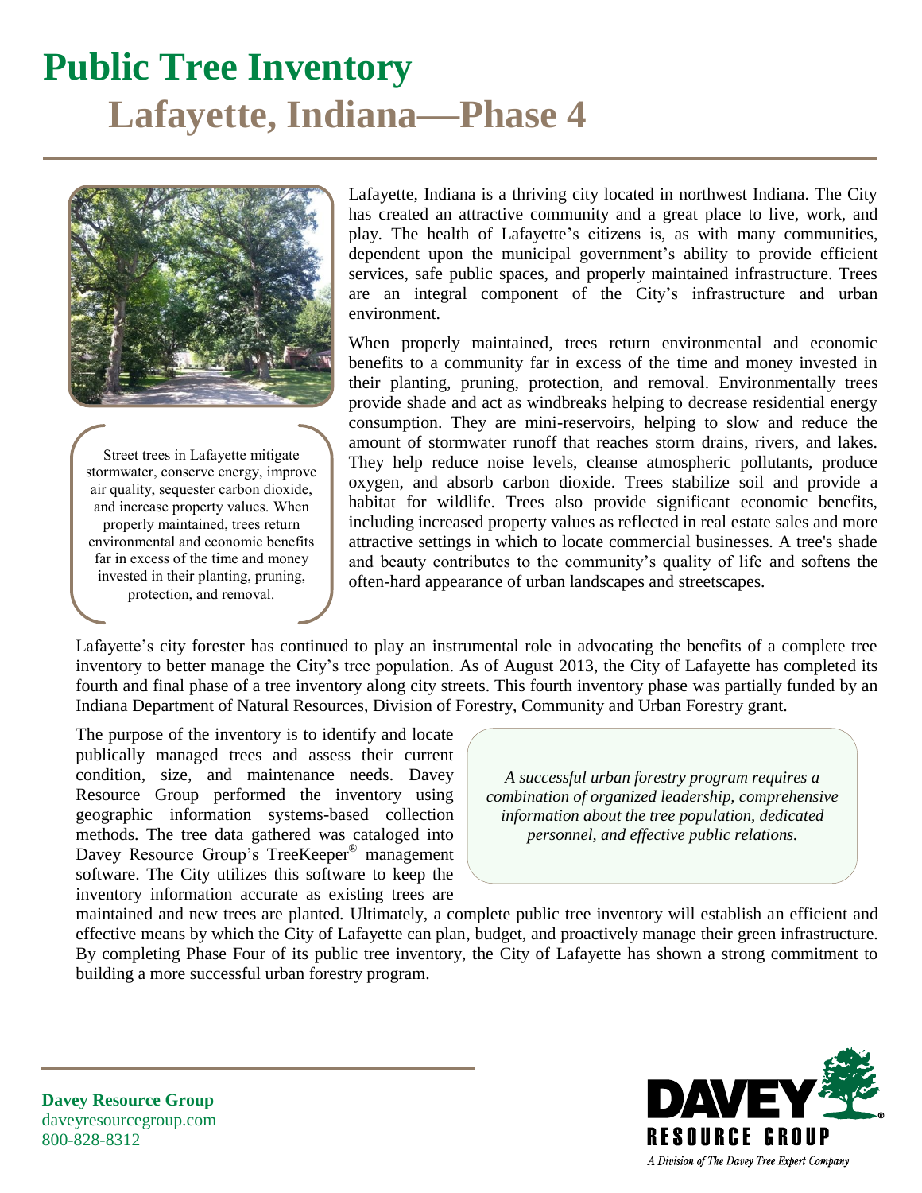# Public Tree Inventory

## Lafayette, Indiana—Phase 4

Street trees in Lafayette mitigate stormwater, conserve energy, improve air quality, sequester carbon dioxide, and increase property values. When properly maintained, trees return environmental and economic benefits far in excess of the time and money invested in their planting, pruning, protection, and removal.

Lafayette, Indiana is a thriving city located in northwest Indiana. The City has created an attractive community and a great place to live, work, and play. The health of Lafayette's citizens is, as with many communities, dependent upon the municipal government's ability to provide efficient services, safe public spaces, and properly maintained infrastructure. Trees are an integral component of the City's infrastructure and urban environment.

When properly maintained, trees return environmental and economic benefits to a community far in excess of the time and money invested in their planting, pruning, protection, and removal. Environmentally trees provide shade and act as windbreaks helping to decrease residential energy consumption. They are mini-reservoirs, helping to slow and reduce the amount of stormwater runoff that reaches storm drains, rivers, and lakes. They help reduce noise levels, cleanse atmospheric pollutants, produce oxygen, and absorb carbon dioxide. Trees stabilize soil and provide a habitat for wildlife. Trees also provide significant economic benefits, including increased property values as reflected in real estate sales and more attractive settings in which to locate commercial businesses. A tree's shade and beauty contributes to the community's quality of life and softens the often-hard appearance of urban landscapes and streetscapes.

Lafayette's city forester has continued to play an instrumental role in advocating the benefits of a complete tree inventory to better manage the City's tree population. As of August 2013, the City of Lafayette has completed its fourth and final phase of a tree inventory along city streets. This fourth inventory phase was partially funded by an Indiana Department of Natural Resources, Division of Forestry, Community and Urban Forestry grant.

*A successful urban forestry program requires a combination of organized leadership, comprehensive information about the tree population, dedicated personnel, and effective public relations.*

The purpose of the inventory is to identify and locate publically managed trees and assess their current condition, size, and maintenance needs. Davey Resource Group performed the inventory using geographic information systems-based collection methods. The tree data gathered was cataloged into Davey Resource Group's TreeKeeper® management software. The City utilizes this software to keep the inventory information accurate as existing trees are maintained and new trees are planted. Ultimately, a complete public tree inventory will establish an efficient and effective means by which the City of Lafayette can plan, budget, and proactively manage their green infrastructure. By completing Phase Four of its public tree inventory, the City of Lafayette has shown a strong commitment to building a more successful urban forestry program.

**Davey Resource Group**
daveyresourcegroup.com
800-828-8312

DAVEY RESOURCE GROUP
*A Division of The Davey Tree Expert Company*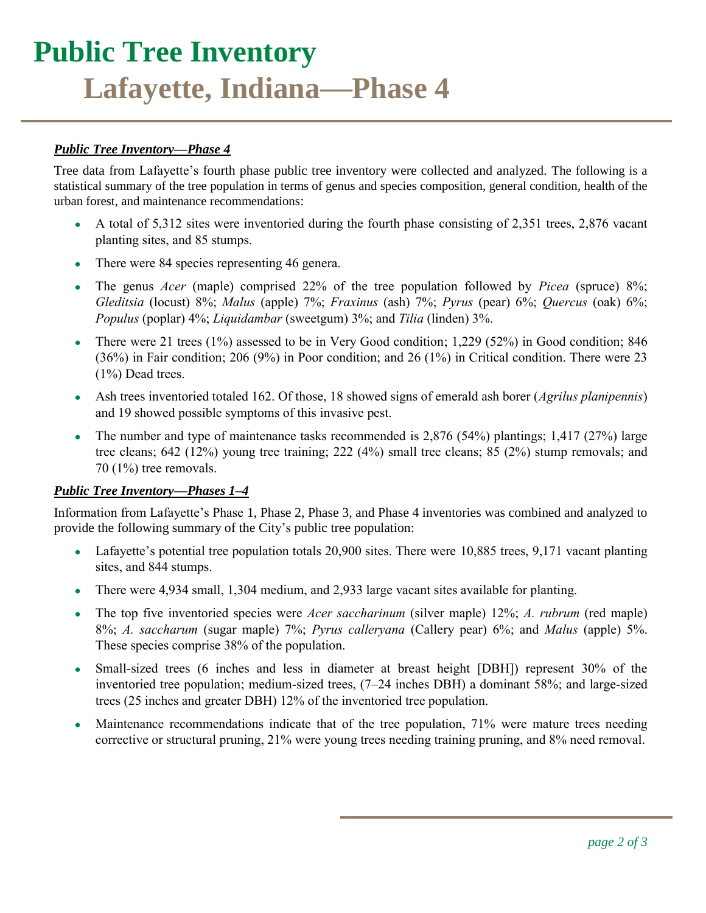# Public Tree Inventory

## Lafayette, Indiana—Phase 4

***Public Tree Inventory—Phase 4***

Tree data from Lafayette's fourth phase public tree inventory were collected and analyzed. The following is a statistical summary of the tree population in terms of genus and species composition, general condition, health of the urban forest, and maintenance recommendations:

- A total of 5,312 sites were inventoried during the fourth phase consisting of 2,351 trees, 2,876 vacant planting sites, and 85 stumps.
- There were 84 species representing 46 genera.
- The genus *Acer* (maple) comprised 22% of the tree population followed by *Picea* (spruce) 8%; *Gleditsia* (locust) 8%; *Malus* (apple) 7%; *Fraxinus* (ash) 7%; *Pyrus* (pear) 6%; *Quercus* (oak) 6%; *Populus* (poplar) 4%; *Liquidambar* (sweetgum) 3%; and *Tilia* (linden) 3%.
- There were 21 trees (1%) assessed to be in Very Good condition; 1,229 (52%) in Good condition; 846 (36%) in Fair condition; 206 (9%) in Poor condition; and 26 (1%) in Critical condition. There were 23 (1%) Dead trees.
- Ash trees inventoried totaled 162. Of those, 18 showed signs of emerald ash borer (*Agrilus planipennis*) and 19 showed possible symptoms of this invasive pest.
- The number and type of maintenance tasks recommended is 2,876 (54%) plantings; 1,417 (27%) large tree cleans; 642 (12%) young tree training; 222 (4%) small tree cleans; 85 (2%) stump removals; and 70 (1%) tree removals.

***Public Tree Inventory—Phases 1–4***

Information from Lafayette's Phase 1, Phase 2, Phase 3, and Phase 4 inventories was combined and analyzed to provide the following summary of the City's public tree population:

- Lafayette's potential tree population totals 20,900 sites. There were 10,885 trees, 9,171 vacant planting sites, and 844 stumps.
- There were 4,934 small, 1,304 medium, and 2,933 large vacant sites available for planting.
- The top five inventoried species were *Acer saccharinum* (silver maple) 12%; *A. rubrum* (red maple) 8%; *A. saccharum* (sugar maple) 7%; *Pyrus calleryana* (Callery pear) 6%; and *Malus* (apple) 5%. These species comprise 38% of the population.
- Small-sized trees (6 inches and less in diameter at breast height [DBH]) represent 30% of the inventoried tree population; medium-sized trees, (7–24 inches DBH) a dominant 58%; and large-sized trees (25 inches and greater DBH) 12% of the inventoried tree population.
- Maintenance recommendations indicate that of the tree population, 71% were mature trees needing corrective or structural pruning, 21% were young trees needing training pruning, and 8% need removal.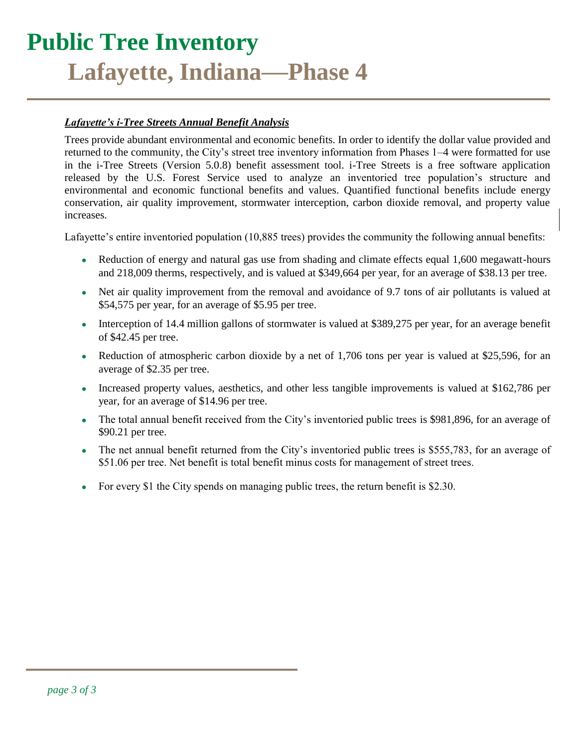# Public Tree Inventory

## Lafayette, Indiana—Phase 4

***Lafayette's i-Tree Streets Annual Benefit Analysis***

Trees provide abundant environmental and economic benefits. In order to identify the dollar value provided and returned to the community, the City's street tree inventory information from Phases 1–4 were formatted for use in the i-Tree Streets (Version 5.0.8) benefit assessment tool. i-Tree Streets is a free software application released by the U.S. Forest Service used to analyze an inventoried tree population's structure and environmental and economic functional benefits and values. Quantified functional benefits include energy conservation, air quality improvement, stormwater interception, carbon dioxide removal, and property value increases.

Lafayette's entire inventoried population (10,885 trees) provides the community the following annual benefits:

- Reduction of energy and natural gas use from shading and climate effects equal 1,600 megawatt-hours and 218,009 therms, respectively, and is valued at $349,664 per year, for an average of $38.13 per tree.
- Net air quality improvement from the removal and avoidance of 9.7 tons of air pollutants is valued at $54,575 per year, for an average of $5.95 per tree.
- Interception of 14.4 million gallons of stormwater is valued at $389,275 per year, for an average benefit of $42.45 per tree.
- Reduction of atmospheric carbon dioxide by a net of 1,706 tons per year is valued at $25,596, for an average of $2.35 per tree.
- Increased property values, aesthetics, and other less tangible improvements is valued at $162,786 per year, for an average of $14.96 per tree.
- The total annual benefit received from the City's inventoried public trees is $981,896, for an average of $90.21 per tree.
- The net annual benefit returned from the City's inventoried public trees is $555,783, for an average of $51.06 per tree. Net benefit is total benefit minus costs for management of street trees.
- For every $1 the City spends on managing public trees, the return benefit is $2.30.